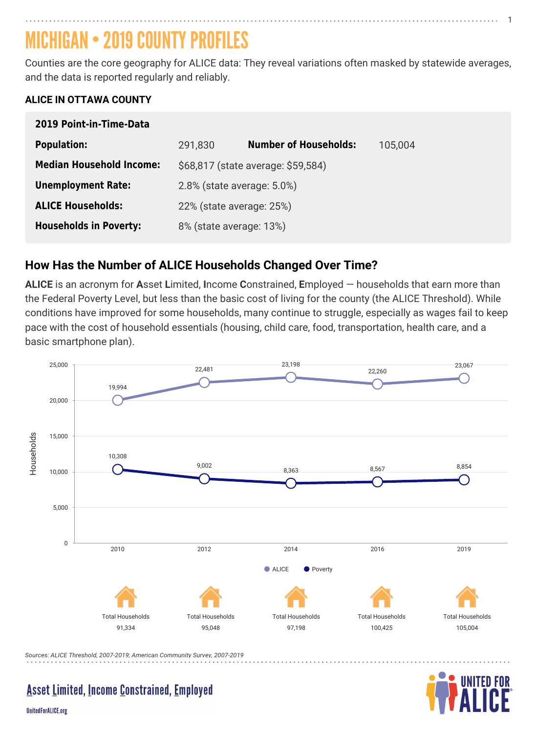# MICHIGAN • 2019 COUNTY PROFILES

Counties are the core geography for ALICE data: They reveal variations often masked by statewide averages, and the data is reported regularly and reliably.

## ALICE IN OTTAWA COUNTY

**2019 Point-in-Time-Data**

| | | | |
|---|---|---|---|
| **Population:** | 291,830 | **Number of Households:** | 105,004 |
| **Median Household Income:** | $68,817 (state average: $59,584) | | |
| **Unemployment Rate:** | 2.8% (state average: 5.0%) | | |
| **ALICE Households:** | 22% (state average: 25%) | | |
| **Households in Poverty:** | 8% (state average: 13%) | | |

## How Has the Number of ALICE Households Changed Over Time?

**ALICE** is an acronym for **A**sset **L**imited, **I**ncome **C**onstrained, **E**mployed — households that earn more than the Federal Poverty Level, but less than the basic cost of living for the county (the ALICE Threshold). While conditions have improved for some households, many continue to struggle, especially as wages fail to keep pace with the cost of household essentials (housing, child care, food, transportation, health care, and a basic smartphone plan).

| Year | ALICE | Poverty | Total Households |
|---|---|---|---|
| 2010 | 19,994 | 10,308 | 91,334 |
| 2012 | 22,481 | 9,002 | 95,048 |
| 2014 | 23,198 | 8,363 | 97,198 |
| 2016 | 22,260 | 8,567 | 100,425 |
| 2019 | 23,067 | 8,854 | 105,004 |

*Sources: ALICE Threshold, 2007-2019; American Community Survey, 2007-2019*

Asset Limited, Income Constrained, Employed

UnitedForALICE.org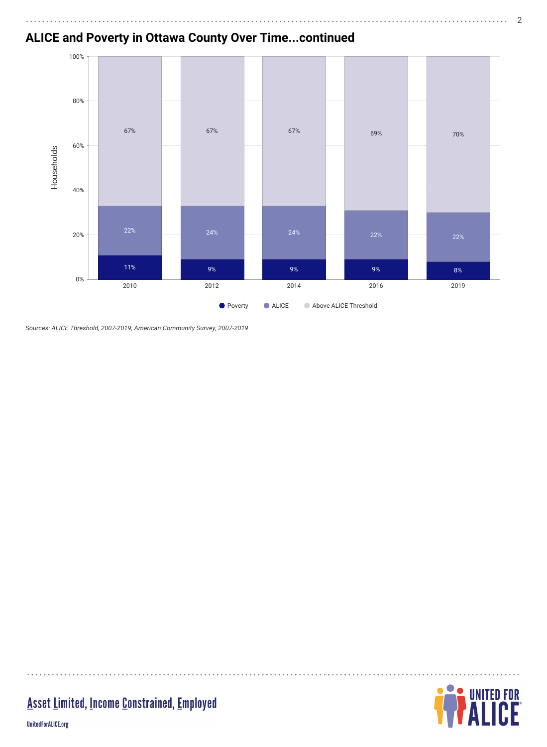## ALICE and Poverty in Ottawa County Over Time...continued

| Year | Poverty | ALICE | Above ALICE Threshold |
|---|---|---|---|
| 2010 | 11% | 22% | 67% |
| 2012 | 9% | 24% | 67% |
| 2014 | 9% | 24% | 67% |
| 2016 | 9% | 22% | 69% |
| 2019 | 8% | 22% | 70% |

*Sources: ALICE Threshold, 2007-2019; American Community Survey, 2007-2019*

Asset Limited, Income Constrained, Employed

UnitedForALICE.org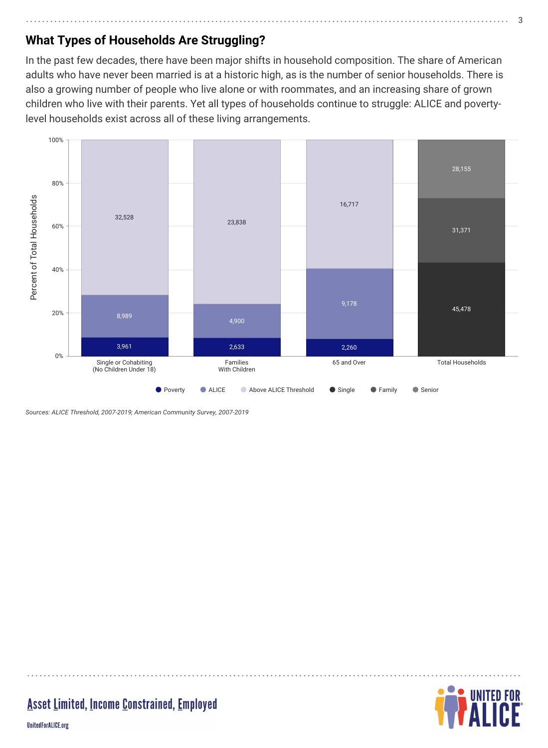## What Types of Households Are Struggling?

In the past few decades, there have been major shifts in household composition. The share of American adults who have never been married is at a historic high, as is the number of senior households. There is also a growing number of people who live alone or with roommates, and an increasing share of grown children who live with their parents. Yet all types of households continue to struggle: ALICE and poverty-level households exist across all of these living arrangements.

| | Poverty | ALICE | Above ALICE Threshold |
|---|---|---|---|
| Single or Cohabiting (No Children Under 18) | 3,961 | 8,989 | 32,528 |
| Families With Children | 2,633 | 4,900 | 23,838 |
| 65 and Over | 2,260 | 9,178 | 16,717 |

| | Single | Family | Senior |
|---|---|---|---|
| Total Households | 45,478 | 31,371 | 28,155 |

*Sources: ALICE Threshold, 2007-2019; American Community Survey, 2007-2019*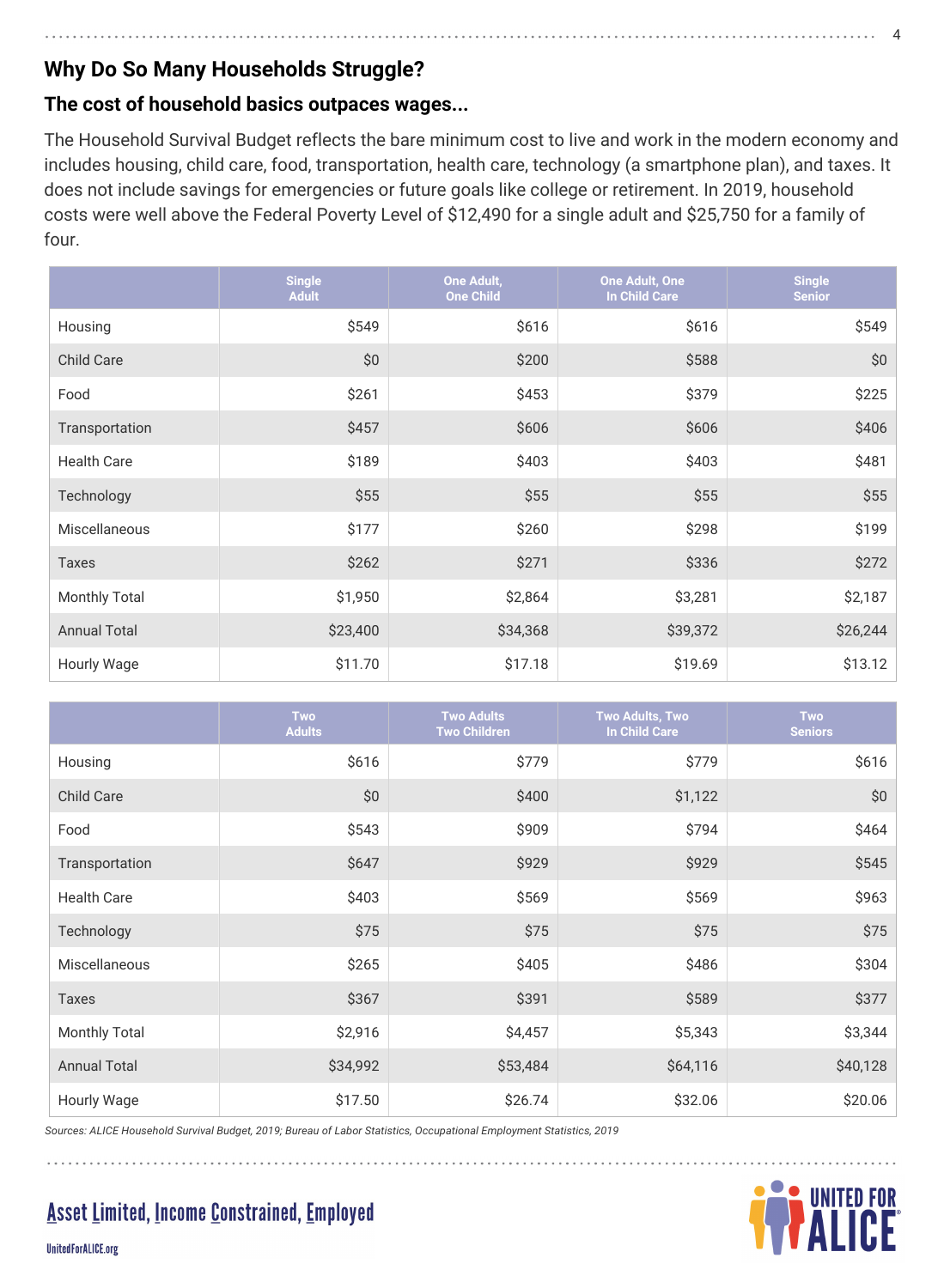## Why Do So Many Households Struggle?

### The cost of household basics outpaces wages...

The Household Survival Budget reflects the bare minimum cost to live and work in the modern economy and includes housing, child care, food, transportation, health care, technology (a smartphone plan), and taxes. It does not include savings for emergencies or future goals like college or retirement. In 2019, household costs were well above the Federal Poverty Level of $12,490 for a single adult and $25,750 for a family of four.

| | Single Adult | One Adult, One Child | One Adult, One In Child Care | Single Senior |
|---|---|---|---|---|
| Housing | $549 | $616 | $616 | $549 |
| Child Care | $0 | $200 | $588 | $0 |
| Food | $261 | $453 | $379 | $225 |
| Transportation | $457 | $606 | $606 | $406 |
| Health Care | $189 | $403 | $403 | $481 |
| Technology | $55 | $55 | $55 | $55 |
| Miscellaneous | $177 | $260 | $298 | $199 |
| Taxes | $262 | $271 | $336 | $272 |
| Monthly Total | $1,950 | $2,864 | $3,281 | $2,187 |
| Annual Total | $23,400 | $34,368 | $39,372 | $26,244 |
| Hourly Wage | $11.70 | $17.18 | $19.69 | $13.12 |

| | Two Adults | Two Adults Two Children | Two Adults, Two In Child Care | Two Seniors |
|---|---|---|---|---|
| Housing | $616 | $779 | $779 | $616 |
| Child Care | $0 | $400 | $1,122 | $0 |
| Food | $543 | $909 | $794 | $464 |
| Transportation | $647 | $929 | $929 | $545 |
| Health Care | $403 | $569 | $569 | $963 |
| Technology | $75 | $75 | $75 | $75 |
| Miscellaneous | $265 | $405 | $486 | $304 |
| Taxes | $367 | $391 | $589 | $377 |
| Monthly Total | $2,916 | $4,457 | $5,343 | $3,344 |
| Annual Total | $34,992 | $53,484 | $64,116 | $40,128 |
| Hourly Wage | $17.50 | $26.74 | $32.06 | $20.06 |

*Sources: ALICE Household Survival Budget, 2019; Bureau of Labor Statistics, Occupational Employment Statistics, 2019*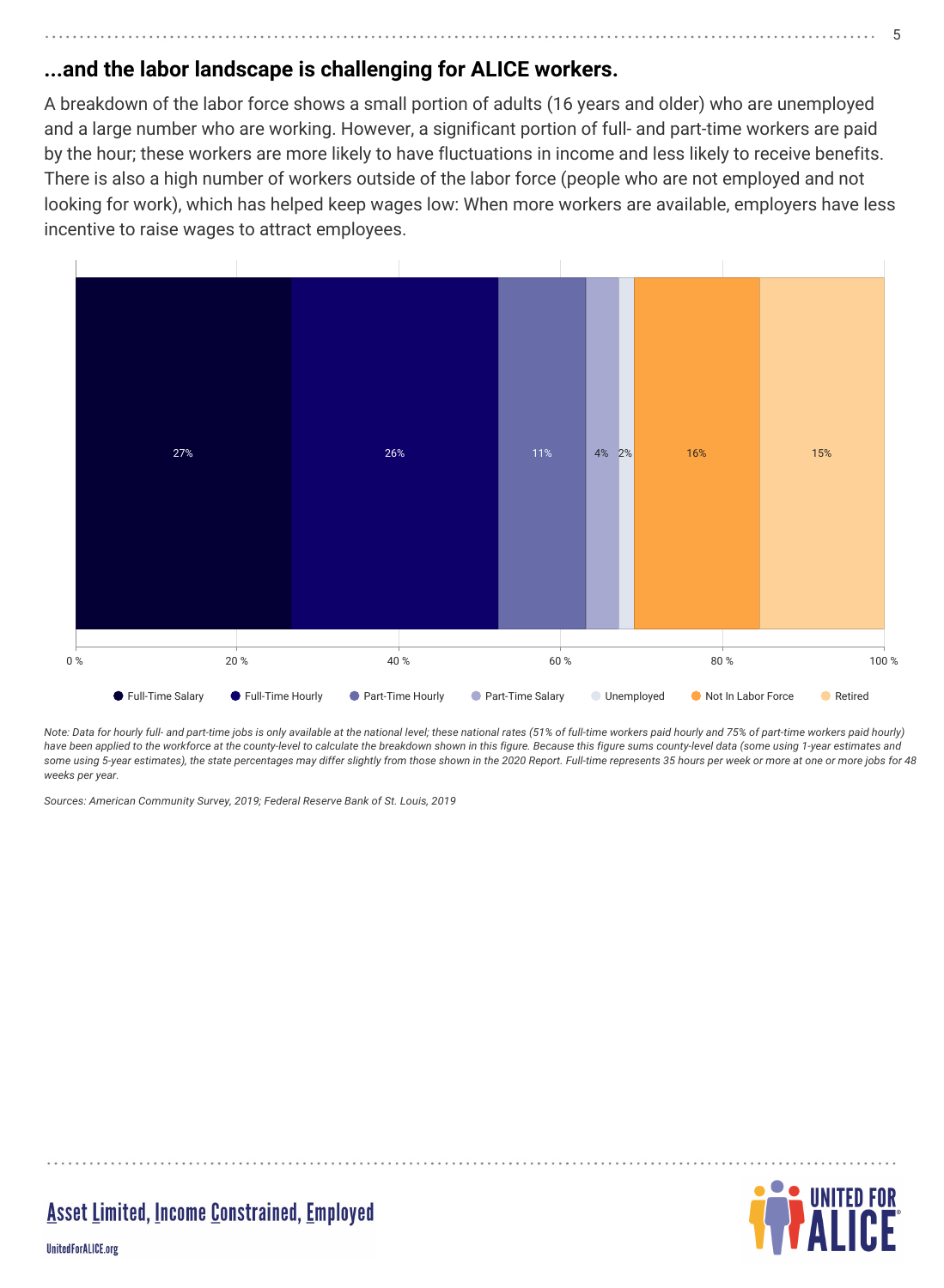## ...and the labor landscape is challenging for ALICE workers.

A breakdown of the labor force shows a small portion of adults (16 years and older) who are unemployed and a large number who are working. However, a significant portion of full- and part-time workers are paid by the hour; these workers are more likely to have fluctuations in income and less likely to receive benefits. There is also a high number of workers outside of the labor force (people who are not employed and not looking for work), which has helped keep wages low: When more workers are available, employers have less incentive to raise wages to attract employees.

| Full-Time Salary | Full-Time Hourly | Part-Time Hourly | Part-Time Salary | Unemployed | Not In Labor Force | Retired |
|---|---|---|---|---|---|---|
| 27% | 26% | 11% | 4% | 2% | 16% | 15% |

*Note: Data for hourly full- and part-time jobs is only available at the national level; these national rates (51% of full-time workers paid hourly and 75% of part-time workers paid hourly) have been applied to the workforce at the county-level to calculate the breakdown shown in this figure. Because this figure sums county-level data (some using 1-year estimates and some using 5-year estimates), the state percentages may differ slightly from those shown in the 2020 Report. Full-time represents 35 hours per week or more at one or more jobs for 48 weeks per year.*

*Sources: American Community Survey, 2019; Federal Reserve Bank of St. Louis, 2019*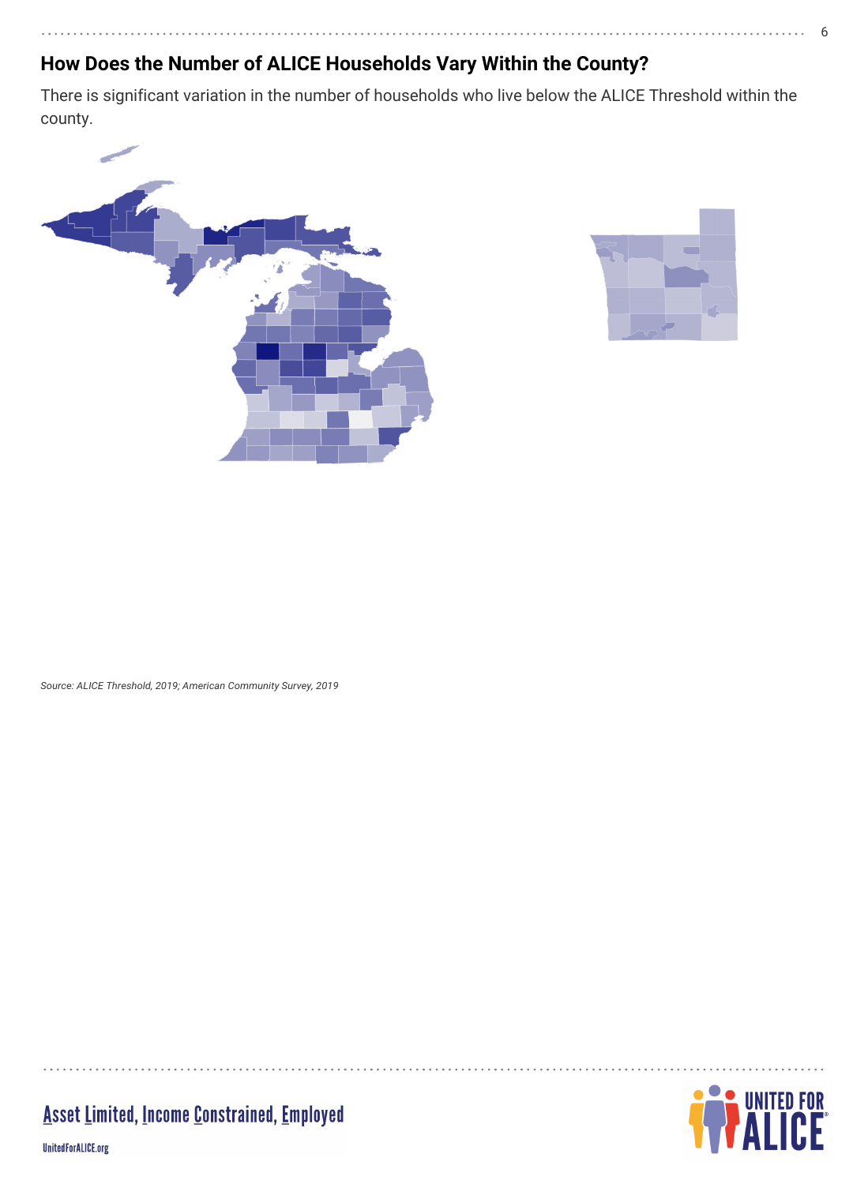## How Does the Number of ALICE Households Vary Within the County?

There is significant variation in the number of households who live below the ALICE Threshold within the county.

*Source: ALICE Threshold, 2019; American Community Survey, 2019*

Asset Limited, Income Constrained, Employed

UnitedForALICE.org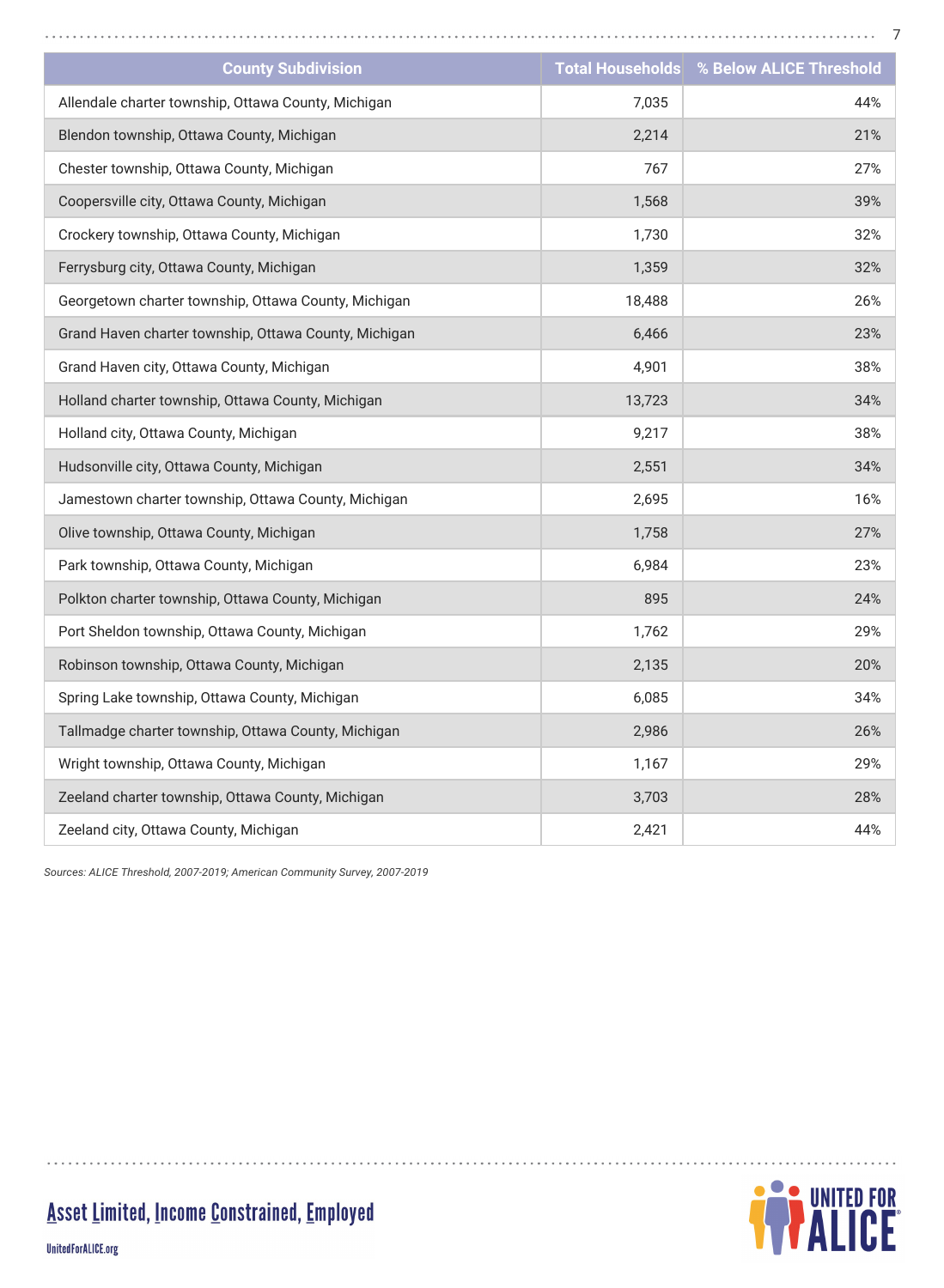| County Subdivision | Total Households | % Below ALICE Threshold |
|---|---|---|
| Allendale charter township, Ottawa County, Michigan | 7,035 | 44% |
| Blendon township, Ottawa County, Michigan | 2,214 | 21% |
| Chester township, Ottawa County, Michigan | 767 | 27% |
| Coopersville city, Ottawa County, Michigan | 1,568 | 39% |
| Crockery township, Ottawa County, Michigan | 1,730 | 32% |
| Ferrysburg city, Ottawa County, Michigan | 1,359 | 32% |
| Georgetown charter township, Ottawa County, Michigan | 18,488 | 26% |
| Grand Haven charter township, Ottawa County, Michigan | 6,466 | 23% |
| Grand Haven city, Ottawa County, Michigan | 4,901 | 38% |
| Holland charter township, Ottawa County, Michigan | 13,723 | 34% |
| Holland city, Ottawa County, Michigan | 9,217 | 38% |
| Hudsonville city, Ottawa County, Michigan | 2,551 | 34% |
| Jamestown charter township, Ottawa County, Michigan | 2,695 | 16% |
| Olive township, Ottawa County, Michigan | 1,758 | 27% |
| Park township, Ottawa County, Michigan | 6,984 | 23% |
| Polkton charter township, Ottawa County, Michigan | 895 | 24% |
| Port Sheldon township, Ottawa County, Michigan | 1,762 | 29% |
| Robinson township, Ottawa County, Michigan | 2,135 | 20% |
| Spring Lake township, Ottawa County, Michigan | 6,085 | 34% |
| Tallmadge charter township, Ottawa County, Michigan | 2,986 | 26% |
| Wright township, Ottawa County, Michigan | 1,167 | 29% |
| Zeeland charter township, Ottawa County, Michigan | 3,703 | 28% |
| Zeeland city, Ottawa County, Michigan | 2,421 | 44% |

*Sources: ALICE Threshold, 2007-2019; American Community Survey, 2007-2019*

Asset Limited, Income Constrained, Employed

UnitedForALICE.org

UNITED FOR ALICE®